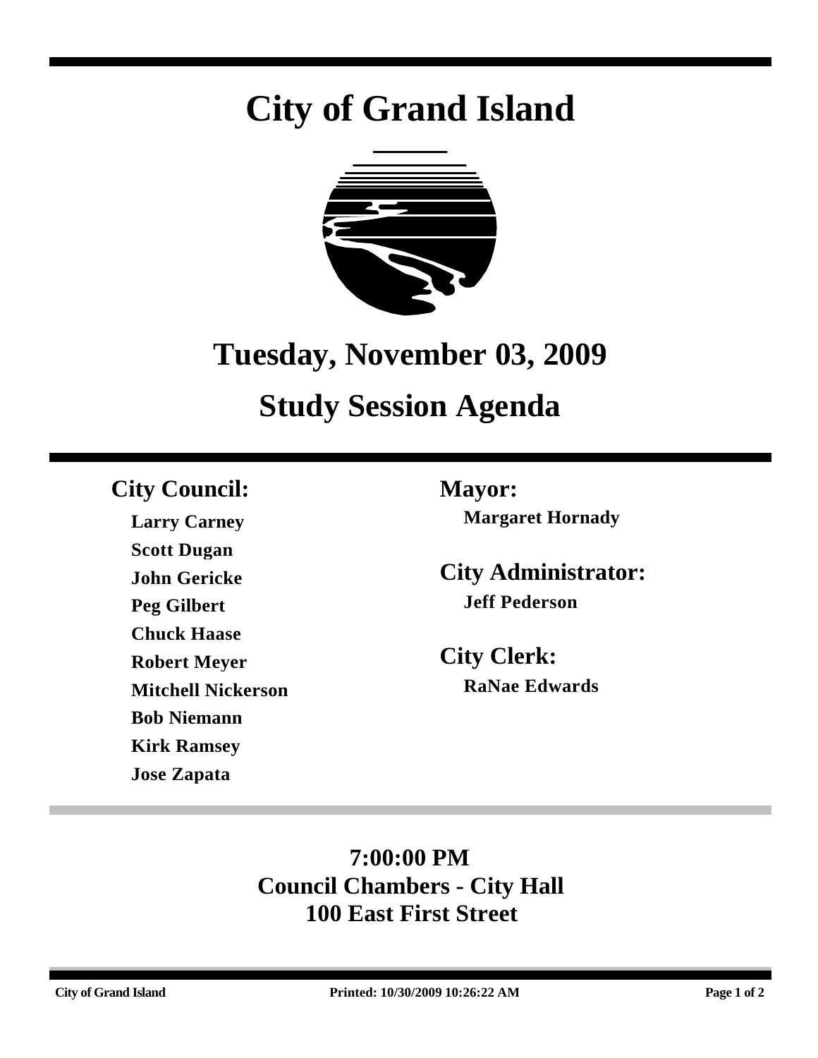# City of Grand Island

## Tuesday, November 03, 2009

## Study Session Agenda

### City Council:

**Larry Carney**
**Scott Dugan**
**John Gericke**
**Peg Gilbert**
**Chuck Haase**
**Robert Meyer**
**Mitchell Nickerson**
**Bob Niemann**
**Kirk Ramsey**
**Jose Zapata**

### Mayor:

**Margaret Hornady**

### City Administrator:

**Jeff Pederson**

### City Clerk:

**RaNae Edwards**

**7:00:00 PM**
**Council Chambers - City Hall**
**100 East First Street**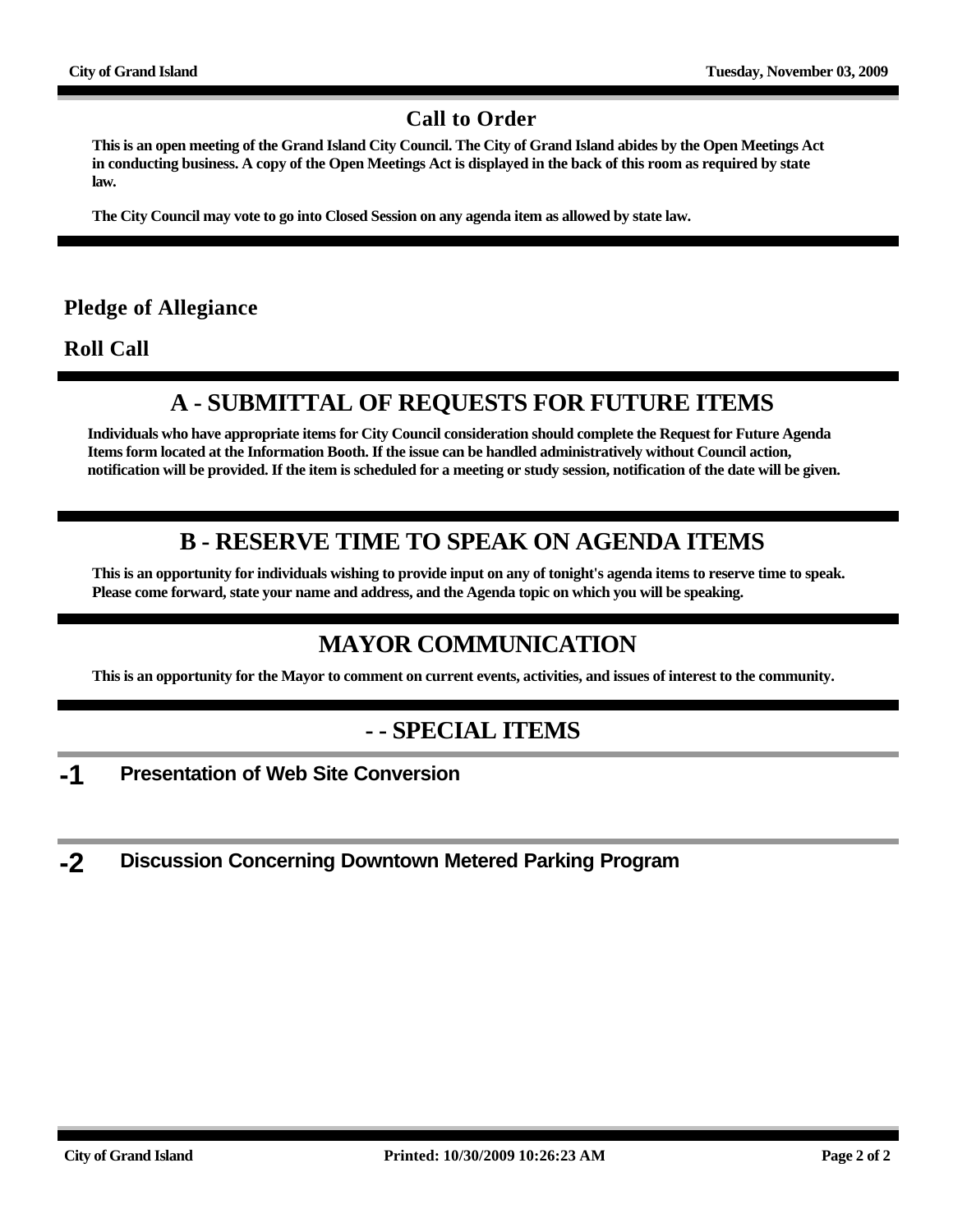## Call to Order

**This is an open meeting of the Grand Island City Council. The City of Grand Island abides by the Open Meetings Act in conducting business. A copy of the Open Meetings Act is displayed in the back of this room as required by state law.**

**The City Council may vote to go into Closed Session on any agenda item as allowed by state law.**

### Pledge of Allegiance

### Roll Call

## A - SUBMITTAL OF REQUESTS FOR FUTURE ITEMS

**Individuals who have appropriate items for City Council consideration should complete the Request for Future Agenda Items form located at the Information Booth. If the issue can be handled administratively without Council action, notification will be provided. If the item is scheduled for a meeting or study session, notification of the date will be given.**

## B - RESERVE TIME TO SPEAK ON AGENDA ITEMS

**This is an opportunity for individuals wishing to provide input on any of tonight's agenda items to reserve time to speak. Please come forward, state your name and address, and the Agenda topic on which you will be speaking.**

## MAYOR COMMUNICATION

**This is an opportunity for the Mayor to comment on current events, activities, and issues of interest to the community.**

## - - SPECIAL ITEMS

**-1** **Presentation of Web Site Conversion**

**-2** **Discussion Concerning Downtown Metered Parking Program**